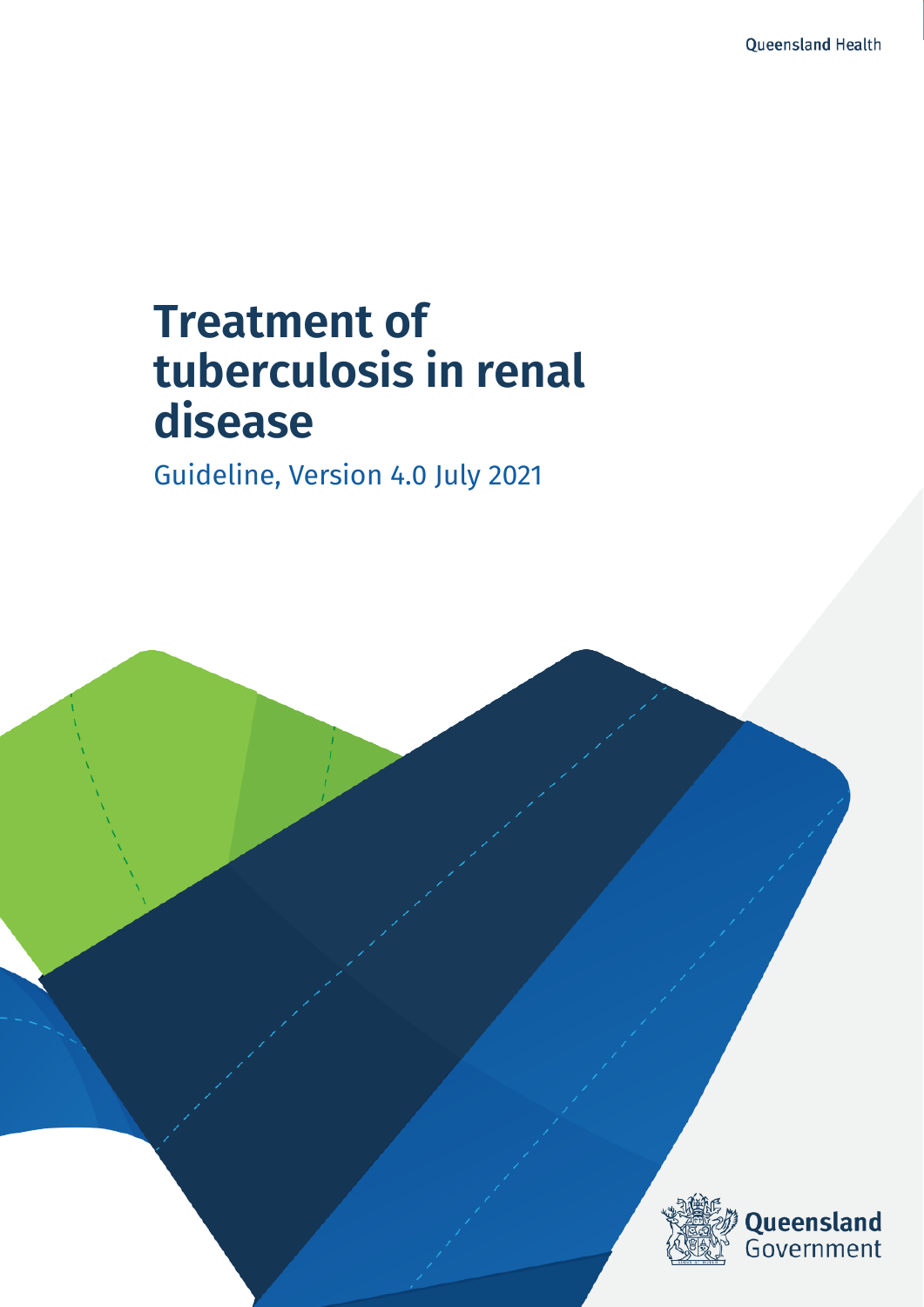Queensland Health

# Treatment of tuberculosis in renal disease

Guideline, Version 4.0 July 2021

Queensland Government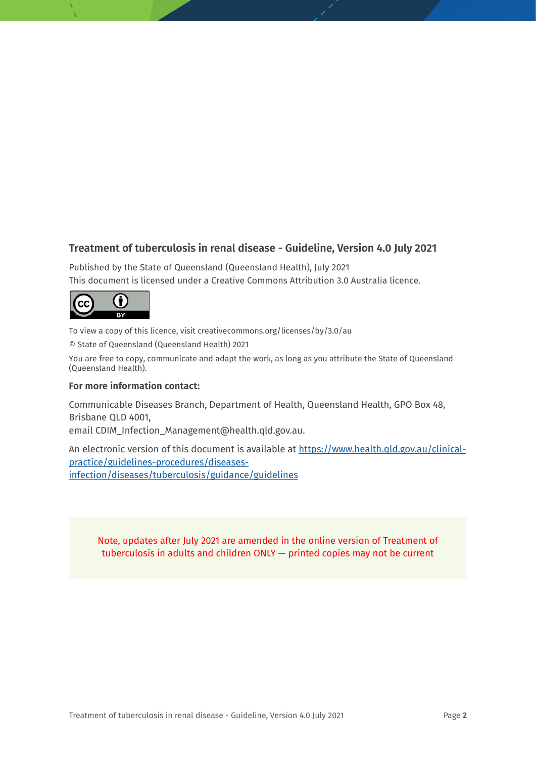**Treatment of tuberculosis in renal disease - Guideline, Version 4.0 July 2021**

Published by the State of Queensland (Queensland Health), July 2021

This document is licensed under a Creative Commons Attribution 3.0 Australia licence.

To view a copy of this licence, visit creativecommons.org/licenses/by/3.0/au

© State of Queensland (Queensland Health) 2021

You are free to copy, communicate and adapt the work, as long as you attribute the State of Queensland (Queensland Health).

**For more information contact:**

Communicable Diseases Branch, Department of Health, Queensland Health, GPO Box 48, Brisbane QLD 4001,
email CDIM_Infection_Management@health.qld.gov.au.

An electronic version of this document is available at https://www.health.qld.gov.au/clinical-practice/guidelines-procedures/diseases-infection/diseases/tuberculosis/guidance/guidelines

Note, updates after July 2021 are amended in the online version of Treatment of tuberculosis in adults and children ONLY — printed copies may not be current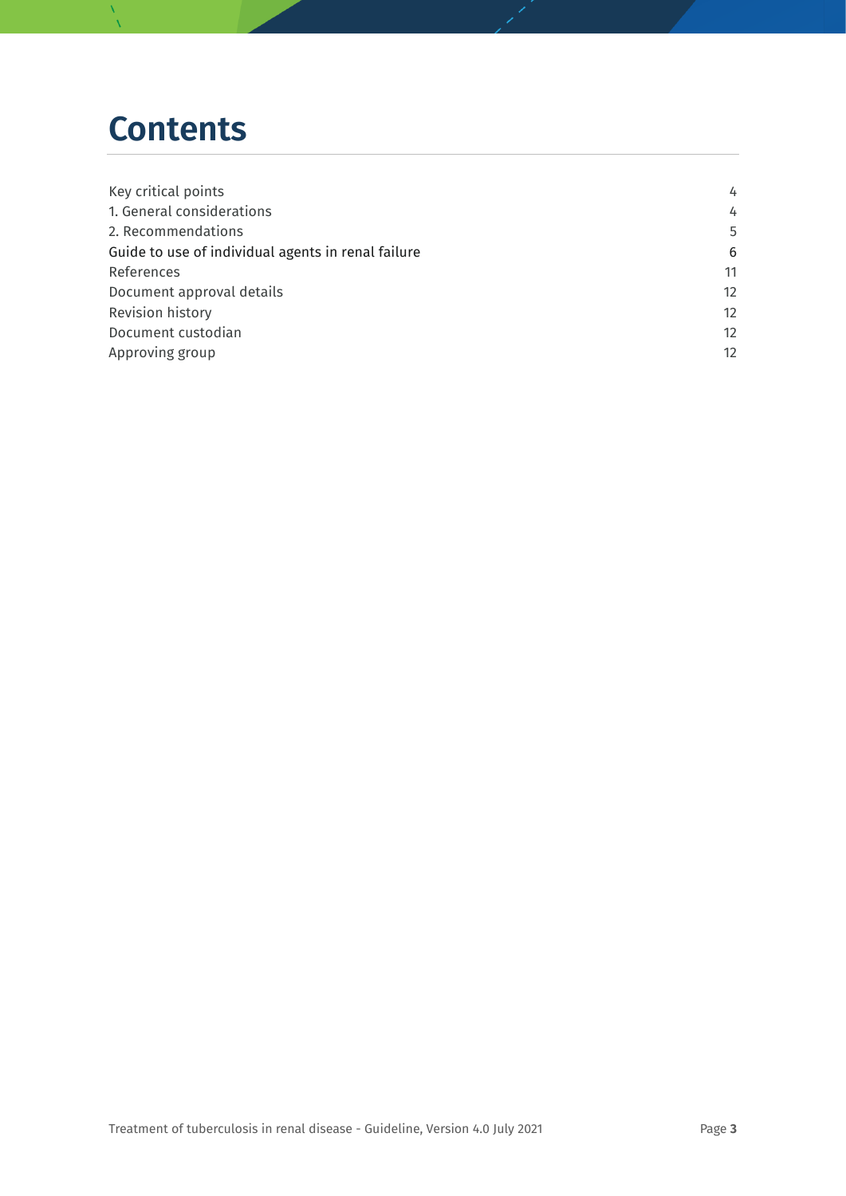# Contents

| | |
|---|---|
| Key critical points | 4 |
| 1. General considerations | 4 |
| 2. Recommendations | 5 |
| Guide to use of individual agents in renal failure | 6 |
| References | 11 |
| Document approval details | 12 |
| Revision history | 12 |
| Document custodian | 12 |
| Approving group | 12 |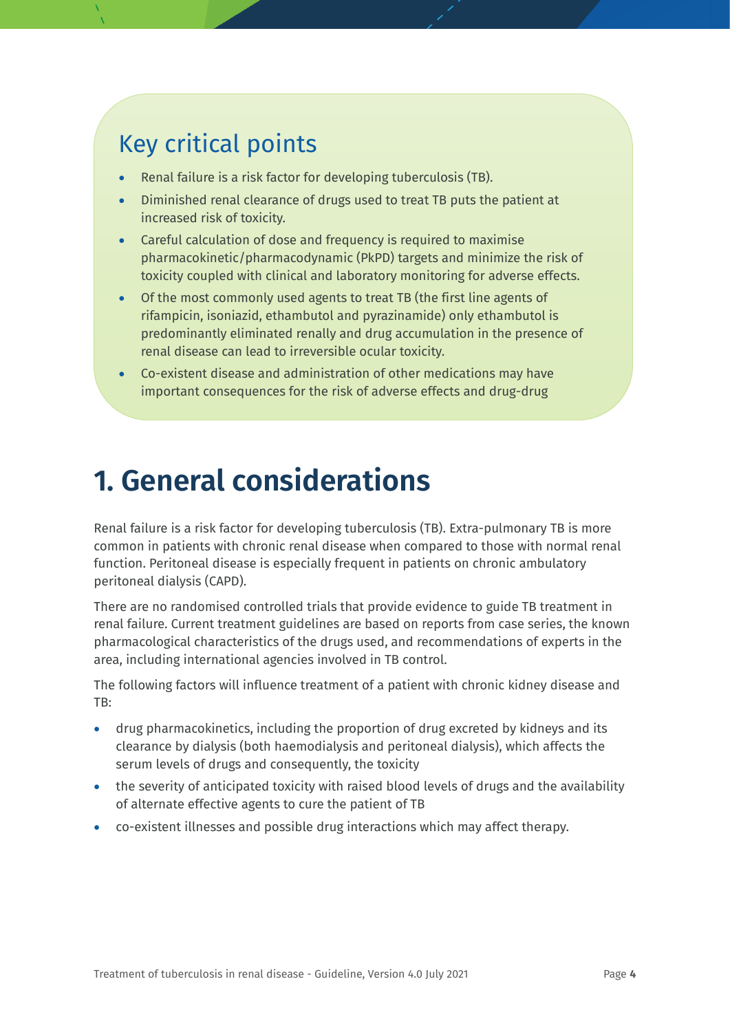## Key critical points

- Renal failure is a risk factor for developing tuberculosis (TB).
- Diminished renal clearance of drugs used to treat TB puts the patient at increased risk of toxicity.
- Careful calculation of dose and frequency is required to maximise pharmacokinetic/pharmacodynamic (PkPD) targets and minimize the risk of toxicity coupled with clinical and laboratory monitoring for adverse effects.
- Of the most commonly used agents to treat TB (the first line agents of rifampicin, isoniazid, ethambutol and pyrazinamide) only ethambutol is predominantly eliminated renally and drug accumulation in the presence of renal disease can lead to irreversible ocular toxicity.
- Co-existent disease and administration of other medications may have important consequences for the risk of adverse effects and drug-drug

# 1. General considerations

Renal failure is a risk factor for developing tuberculosis (TB). Extra-pulmonary TB is more common in patients with chronic renal disease when compared to those with normal renal function. Peritoneal disease is especially frequent in patients on chronic ambulatory peritoneal dialysis (CAPD).

There are no randomised controlled trials that provide evidence to guide TB treatment in renal failure. Current treatment guidelines are based on reports from case series, the known pharmacological characteristics of the drugs used, and recommendations of experts in the area, including international agencies involved in TB control.

The following factors will influence treatment of a patient with chronic kidney disease and TB:

- drug pharmacokinetics, including the proportion of drug excreted by kidneys and its clearance by dialysis (both haemodialysis and peritoneal dialysis), which affects the serum levels of drugs and consequently, the toxicity
- the severity of anticipated toxicity with raised blood levels of drugs and the availability of alternate effective agents to cure the patient of TB
- co-existent illnesses and possible drug interactions which may affect therapy.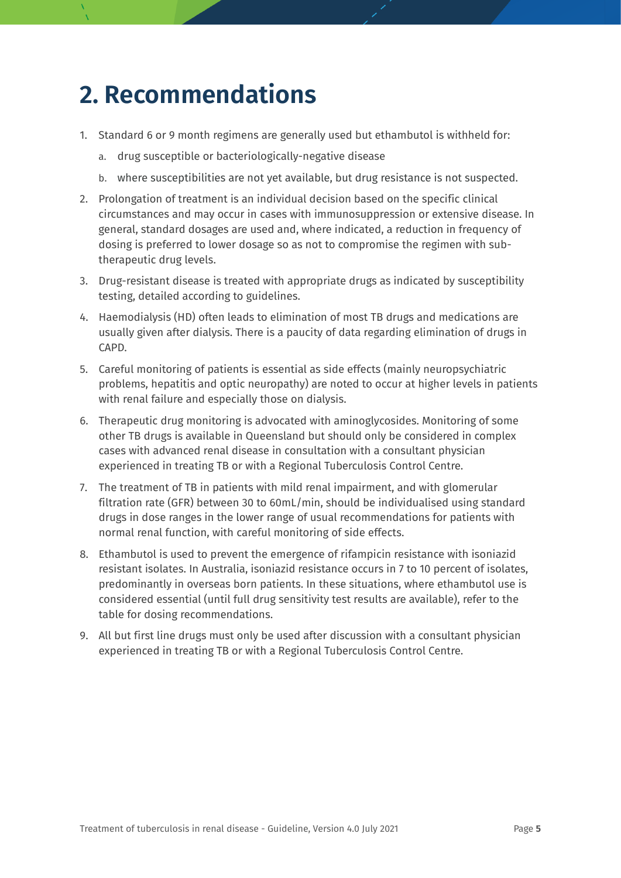# 2. Recommendations

1. Standard 6 or 9 month regimens are generally used but ethambutol is withheld for:
   a. drug susceptible or bacteriologically-negative disease
   b. where susceptibilities are not yet available, but drug resistance is not suspected.
2. Prolongation of treatment is an individual decision based on the specific clinical circumstances and may occur in cases with immunosuppression or extensive disease. In general, standard dosages are used and, where indicated, a reduction in frequency of dosing is preferred to lower dosage so as not to compromise the regimen with sub-therapeutic drug levels.
3. Drug-resistant disease is treated with appropriate drugs as indicated by susceptibility testing, detailed according to guidelines.
4. Haemodialysis (HD) often leads to elimination of most TB drugs and medications are usually given after dialysis. There is a paucity of data regarding elimination of drugs in CAPD.
5. Careful monitoring of patients is essential as side effects (mainly neuropsychiatric problems, hepatitis and optic neuropathy) are noted to occur at higher levels in patients with renal failure and especially those on dialysis.
6. Therapeutic drug monitoring is advocated with aminoglycosides. Monitoring of some other TB drugs is available in Queensland but should only be considered in complex cases with advanced renal disease in consultation with a consultant physician experienced in treating TB or with a Regional Tuberculosis Control Centre.
7. The treatment of TB in patients with mild renal impairment, and with glomerular filtration rate (GFR) between 30 to 60mL/min, should be individualised using standard drugs in dose ranges in the lower range of usual recommendations for patients with normal renal function, with careful monitoring of side effects.
8. Ethambutol is used to prevent the emergence of rifampicin resistance with isoniazid resistant isolates. In Australia, isoniazid resistance occurs in 7 to 10 percent of isolates, predominantly in overseas born patients. In these situations, where ethambutol use is considered essential (until full drug sensitivity test results are available), refer to the table for dosing recommendations.
9. All but first line drugs must only be used after discussion with a consultant physician experienced in treating TB or with a Regional Tuberculosis Control Centre.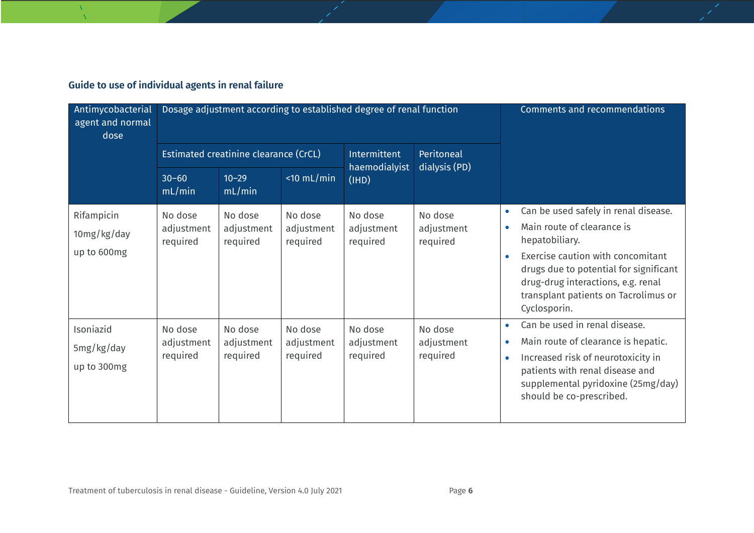### Guide to use of individual agents in renal failure

| Antimycobacterial agent and normal dose | Dosage adjustment according to established degree of renal function | | | | | Comments and recommendations |
|---|---|---|---|---|---|---|
| | Estimated creatinine clearance (CrCL) | | | Intermittent haemodialyist (IHD) | Peritoneal dialysis (PD) | |
| | 30–60 mL/min | 10–29 mL/min | <10 mL/min | | | |
| Rifampicin<br>10mg/kg/day<br>up to 600mg | No dose adjustment required | No dose adjustment required | No dose adjustment required | No dose adjustment required | No dose adjustment required | • Can be used safely in renal disease.<br>• Main route of clearance is hepatobiliary.<br>• Exercise caution with concomitant drugs due to potential for significant drug-drug interactions, e.g. renal transplant patients on Tacrolimus or Cyclosporin. |
| Isoniazid<br>5mg/kg/day<br>up to 300mg | No dose adjustment required | No dose adjustment required | No dose adjustment required | No dose adjustment required | No dose adjustment required | • Can be used in renal disease.<br>• Main route of clearance is hepatic.<br>• Increased risk of neurotoxicity in patients with renal disease and supplemental pyridoxine (25mg/day) should be co-prescribed. |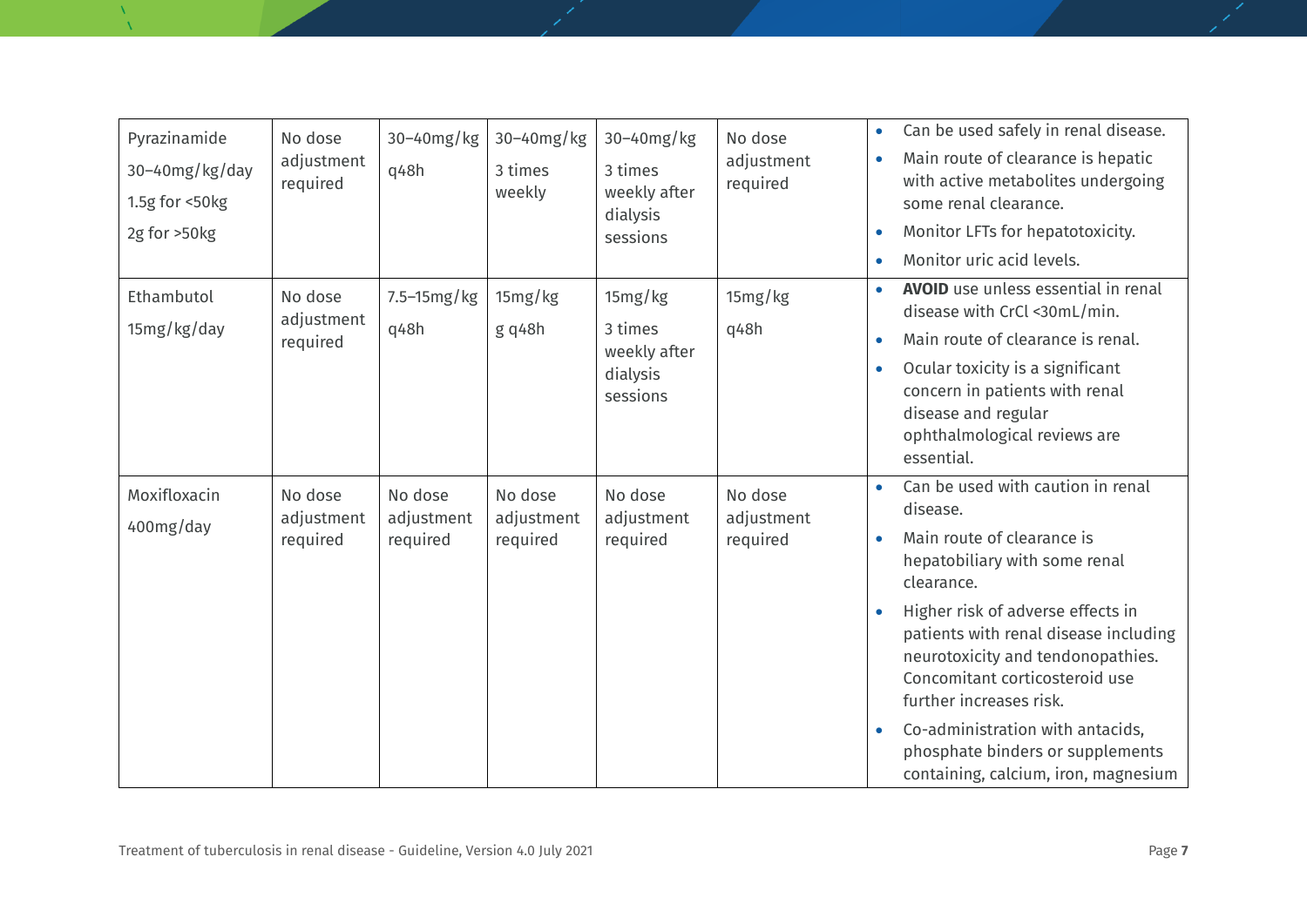| Pyrazinamide<br>30–40mg/kg/day<br>1.5g for <50kg<br>2g for >50kg | No dose adjustment required | 30–40mg/kg<br>q48h | 30–40mg/kg<br>3 times weekly | 30–40mg/kg<br>3 times weekly after dialysis sessions | No dose adjustment required | • Can be used safely in renal disease.<br>• Main route of clearance is hepatic with active metabolites undergoing some renal clearance.<br>• Monitor LFTs for hepatotoxicity.<br>• Monitor uric acid levels. |
|---|---|---|---|---|---|---|
| Ethambutol<br>15mg/kg/day | No dose adjustment required | 7.5–15mg/kg<br>q48h | 15mg/kg<br>g q48h | 15mg/kg<br>3 times weekly after dialysis sessions | 15mg/kg<br>q48h | • **AVOID** use unless essential in renal disease with CrCl <30mL/min.<br>• Main route of clearance is renal.<br>• Ocular toxicity is a significant concern in patients with renal disease and regular ophthalmological reviews are essential. |
| Moxifloxacin<br>400mg/day | No dose adjustment required | No dose adjustment required | No dose adjustment required | No dose adjustment required | No dose adjustment required | • Can be used with caution in renal disease.<br>• Main route of clearance is hepatobiliary with some renal clearance.<br>• Higher risk of adverse effects in patients with renal disease including neurotoxicity and tendonopathies. Concomitant corticosteroid use further increases risk.<br>• Co-administration with antacids, phosphate binders or supplements containing, calcium, iron, magnesium |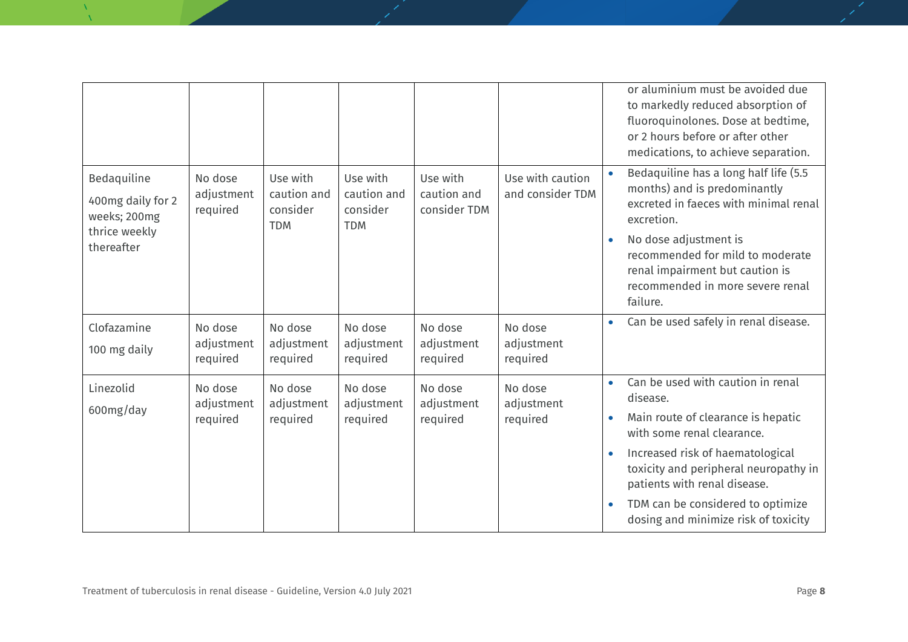| | | | | | | |
|---|---|---|---|---|---|---|
| | | | | | | or aluminium must be avoided due to markedly reduced absorption of fluoroquinolones. Dose at bedtime, or 2 hours before or after other medications, to achieve separation. |
| Bedaquiline<br><br>400mg daily for 2 weeks; 200mg thrice weekly thereafter | No dose adjustment required | Use with caution and consider TDM | Use with caution and consider TDM | Use with caution and consider TDM | Use with caution and consider TDM | • Bedaquiline has a long half life (5.5 months) and is predominantly excreted in faeces with minimal renal excretion.<br>• No dose adjustment is recommended for mild to moderate renal impairment but caution is recommended in more severe renal failure. |
| Clofazamine<br><br>100 mg daily | No dose adjustment required | No dose adjustment required | No dose adjustment required | No dose adjustment required | No dose adjustment required | • Can be used safely in renal disease. |
| Linezolid<br><br>600mg/day | No dose adjustment required | No dose adjustment required | No dose adjustment required | No dose adjustment required | No dose adjustment required | • Can be used with caution in renal disease.<br>• Main route of clearance is hepatic with some renal clearance.<br>• Increased risk of haematological toxicity and peripheral neuropathy in patients with renal disease.<br>• TDM can be considered to optimize dosing and minimize risk of toxicity |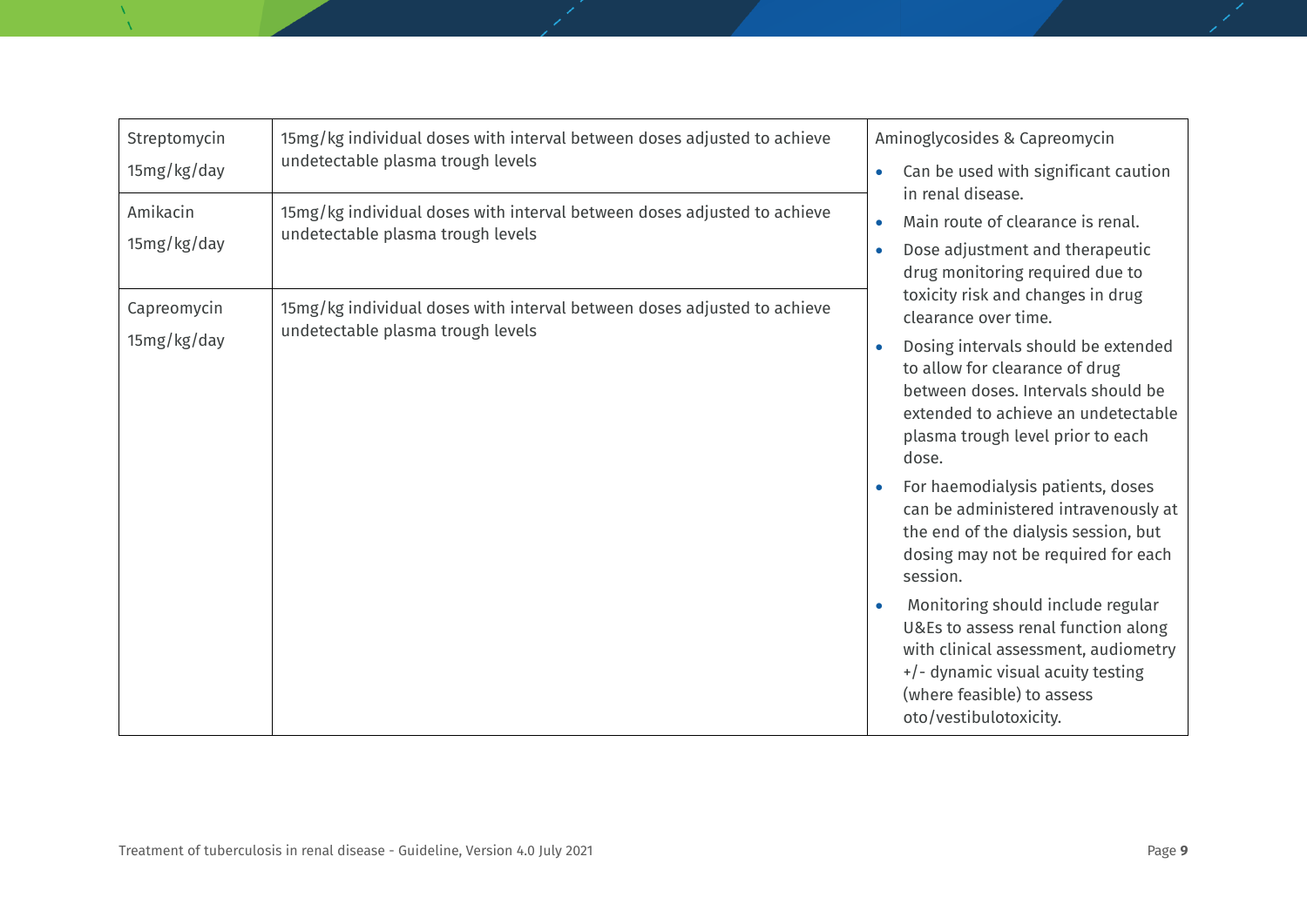| | | |
|---|---|---|
| Streptomycin<br>15mg/kg/day | 15mg/kg individual doses with interval between doses adjusted to achieve undetectable plasma trough levels | Aminoglycosides & Capreomycin<br>• Can be used with significant caution in renal disease.<br>• Main route of clearance is renal.<br>• Dose adjustment and therapeutic drug monitoring required due to toxicity risk and changes in drug clearance over time.<br>• Dosing intervals should be extended to allow for clearance of drug between doses. Intervals should be extended to achieve an undetectable plasma trough level prior to each dose.<br>• For haemodialysis patients, doses can be administered intravenously at the end of the dialysis session, but dosing may not be required for each session.<br>• Monitoring should include regular U&Es to assess renal function along with clinical assessment, audiometry +/- dynamic visual acuity testing (where feasible) to assess oto/vestibulotoxicity. |
| Amikacin<br>15mg/kg/day | 15mg/kg individual doses with interval between doses adjusted to achieve undetectable plasma trough levels | |
| Capreomycin<br>15mg/kg/day | 15mg/kg individual doses with interval between doses adjusted to achieve undetectable plasma trough levels | |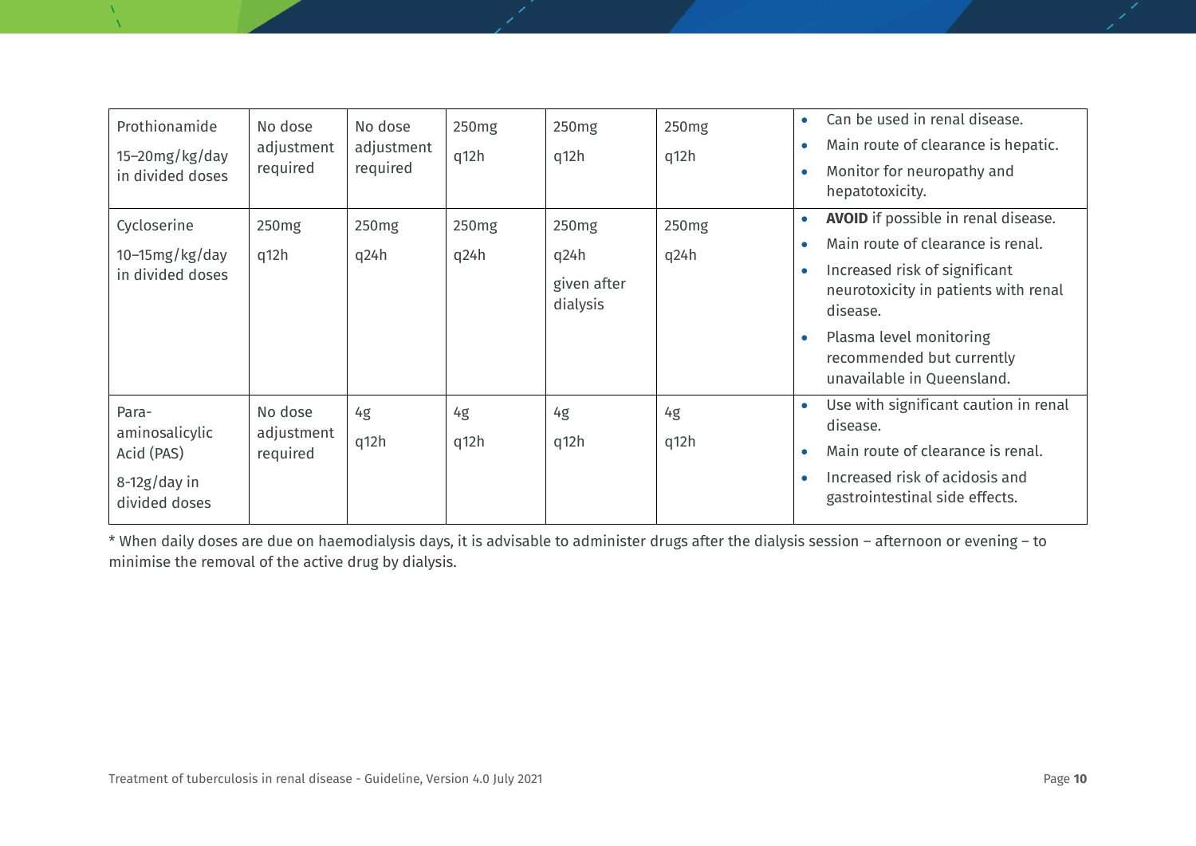| | | | | | | |
|---|---|---|---|---|---|---|
| Prothionamide<br>15–20mg/kg/day in divided doses | No dose adjustment required | No dose adjustment required | 250mg<br>q12h | 250mg<br>q12h | 250mg<br>q12h | • Can be used in renal disease.<br>• Main route of clearance is hepatic.<br>• Monitor for neuropathy and hepatotoxicity. |
| Cycloserine<br>10–15mg/kg/day in divided doses | 250mg<br>q12h | 250mg<br>q24h | 250mg<br>q24h | 250mg<br>q24h<br>given after dialysis | 250mg<br>q24h | • **AVOID** if possible in renal disease.<br>• Main route of clearance is renal.<br>• Increased risk of significant neurotoxicity in patients with renal disease.<br>• Plasma level monitoring recommended but currently unavailable in Queensland. |
| Para-aminosalicylic Acid (PAS)<br>8-12g/day in divided doses | No dose adjustment required | 4g<br>q12h | 4g<br>q12h | 4g<br>q12h | 4g<br>q12h | • Use with significant caution in renal disease.<br>• Main route of clearance is renal.<br>• Increased risk of acidosis and gastrointestinal side effects. |

* When daily doses are due on haemodialysis days, it is advisable to administer drugs after the dialysis session – afternoon or evening – to minimise the removal of the active drug by dialysis.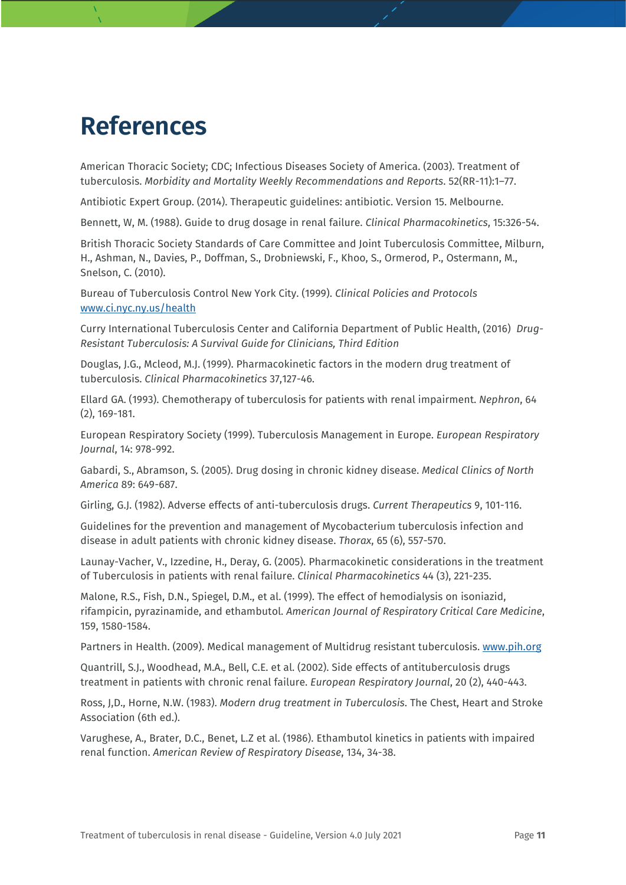# References

American Thoracic Society; CDC; Infectious Diseases Society of America. (2003). Treatment of tuberculosis. *Morbidity and Mortality Weekly Recommendations and Reports*. 52(RR-11):1–77.

Antibiotic Expert Group. (2014). Therapeutic guidelines: antibiotic. Version 15. Melbourne.

Bennett, W, M. (1988). Guide to drug dosage in renal failure. *Clinical Pharmacokinetics*, 15:326-54.

British Thoracic Society Standards of Care Committee and Joint Tuberculosis Committee, Milburn, H., Ashman, N., Davies, P., Doffman, S., Drobniewski, F., Khoo, S., Ormerod, P., Ostermann, M., Snelson, C. (2010).

Bureau of Tuberculosis Control New York City. (1999). *Clinical Policies and Protocols* [www.ci.nyc.ny.us/health](www.ci.nyc.ny.us/health)

Curry International Tuberculosis Center and California Department of Public Health, (2016) *Drug-Resistant Tuberculosis: A Survival Guide for Clinicians, Third Edition*

Douglas, J.G., Mcleod, M.J. (1999). Pharmacokinetic factors in the modern drug treatment of tuberculosis. *Clinical Pharmacokinetics* 37,127-46.

Ellard GA. (1993). Chemotherapy of tuberculosis for patients with renal impairment. *Nephron*, 64 (2), 169-181.

European Respiratory Society (1999). Tuberculosis Management in Europe. *European Respiratory Journal*, 14: 978-992.

Gabardi, S., Abramson, S. (2005). Drug dosing in chronic kidney disease. *Medical Clinics of North America* 89: 649-687.

Girling, G.J. (1982). Adverse effects of anti-tuberculosis drugs. *Current Therapeutics* 9, 101-116.

Guidelines for the prevention and management of Mycobacterium tuberculosis infection and disease in adult patients with chronic kidney disease. *Thorax*, 65 (6), 557-570.

Launay-Vacher, V., Izzedine, H., Deray, G. (2005). Pharmacokinetic considerations in the treatment of Tuberculosis in patients with renal failure. *Clinical Pharmacokinetics* 44 (3), 221-235.

Malone, R.S., Fish, D.N., Spiegel, D.M., et al. (1999). The effect of hemodialysis on isoniazid, rifampicin, pyrazinamide, and ethambutol. *American Journal of Respiratory Critical Care Medicine*, 159, 1580-1584.

Partners in Health. (2009). Medical management of Multidrug resistant tuberculosis. [www.pih.org](www.pih.org)

Quantrill, S.J., Woodhead, M.A., Bell, C.E. et al. (2002). Side effects of antituberculosis drugs treatment in patients with chronic renal failure. *European Respiratory Journal*, 20 (2), 440-443.

Ross, J,D., Horne, N.W. (1983). *Modern drug treatment in Tuberculosis*. The Chest, Heart and Stroke Association (6th ed.).

Varughese, A., Brater, D.C., Benet, L.Z et al. (1986). Ethambutol kinetics in patients with impaired renal function. *American Review of Respiratory Disease*, 134, 34-38.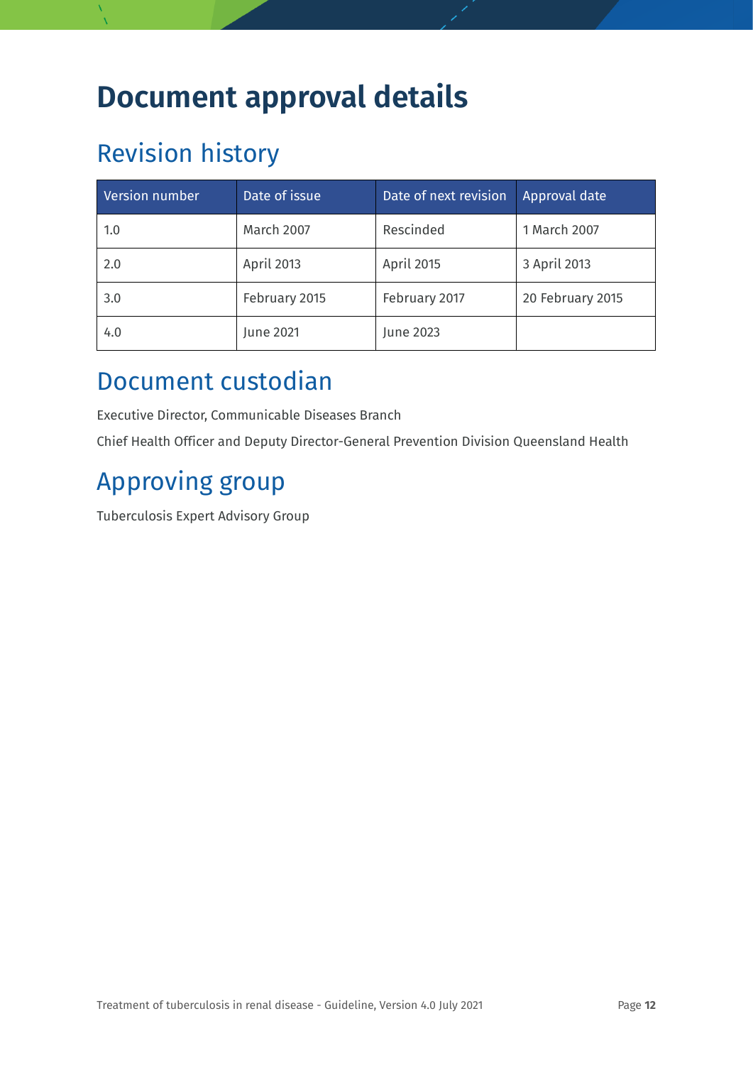# Document approval details

## Revision history

| Version number | Date of issue | Date of next revision | Approval date |
|---|---|---|---|
| 1.0 | March 2007 | Rescinded | 1 March 2007 |
| 2.0 | April 2013 | April 2015 | 3 April 2013 |
| 3.0 | February 2015 | February 2017 | 20 February 2015 |
| 4.0 | June 2021 | June 2023 | |

## Document custodian

Executive Director, Communicable Diseases Branch

Chief Health Officer and Deputy Director-General Prevention Division Queensland Health

## Approving group

Tuberculosis Expert Advisory Group